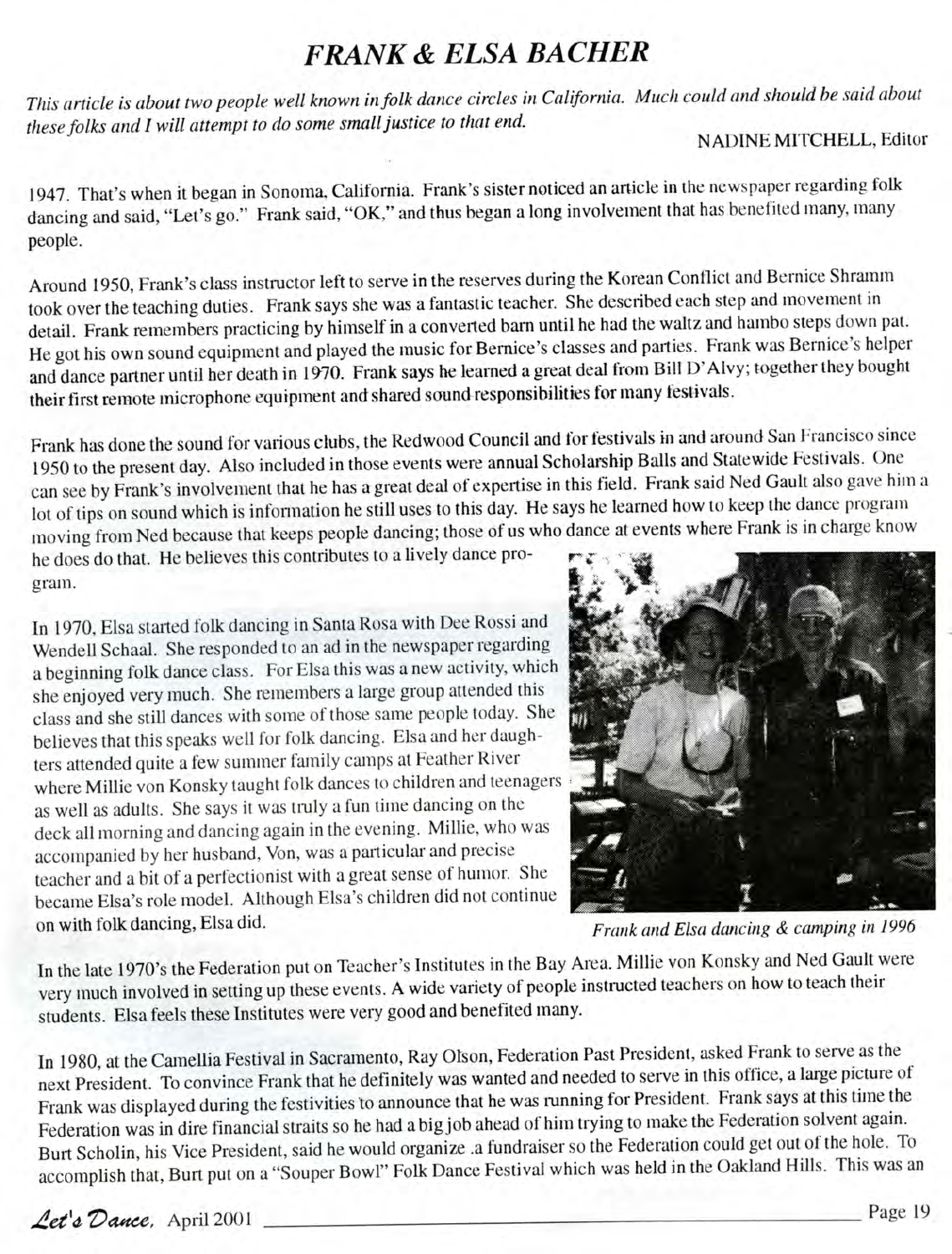# *FRANK & ELSA BACHER*

*This article is about two people well known in folk dance circles in California. Much could and should be said about these folks and I will attempt to do some small justice to that end.*

NADINE MITCHELL, Editor

1947. That's when it began in Sonoma, California. Frank's sister noticed an article in the newspaper regarding folk dancing and said, "Let's go." Frank said, "OK," and thus began a long involvement that has benefited many, many people.

Around 1950, Frank's class instructor left to serve in the reserves during the Korean Conflict and Bernice Shramm took over the teaching duties. Frank says she was a fantastic teacher. She described each step and movement in detail. Frank remembers practicing by himself in a converted barn until he had the waltz and hambo steps down pat. He got his own sound equipment and played the music for Bernice's classes and parties. Frank was Bernice's helper and dance partner until her death in 1970. Frank says he learned a great deal from Bill D'Alvy; together they bought their first remote microphone equipment and shared sound responsibilities for many festivals.

Frank has done the sound for various clubs, the Redwood Council and for festivals in and around San Francisco since 1950 to the present day. Also included in those events were annual Scholarship Balls and Statewide Festivals. One can see by Frank's involvement that he has a great deal of expertise in this field. Frank said Ned Gault also gave him a lot of tips on sound which is information he still uses to this day. He says he learned how to keep the dance program moving from Ned because that keeps people dancing; those of us who dance at events where Frank is in charge know he does do that. He believes this contributes to a lively dance program.

In 1970, Elsa started folk dancing in Santa Rosa with Dee Rossi and Wendell Schaal. She responded to an ad in the newspaper regarding a beginning folk dance class. For Elsa this was a new activity, which she enjoyed very much. She remembers a large group attended this class and she still dances with some of those same people today. She believes that this speaks well for folk dancing. Elsa and her daughters attended quite a few summer family camps at Feather River where Millie von Konsky taught folk dances to children and teenagers as well as adults. She says it was truly a fun time dancing on the deck all morning and dancing again in the evening. Millie, who was accompanied by her husband, Von, was a particular and precise teacher and a bit of a perfectionist with a great sense of humor. She became Elsa's role model. Although Elsa's children did not continue on with folk dancing, Elsa did.

*Frank and Elsa dancing & camping in 1996*

In the late 1970's the Federation put on Teacher's Institutes in the Bay Area. Millie von Konsky and Ned Gault were very much involved in setting up these events. A wide variety of people instructed teachers on how to teach their students. Elsa feels these Institutes were very good and benefited many.

In 1980, at the Camellia Festival in Sacramento, Ray Olson, Federation Past President, asked Frank to serve as the next President. To convince Frank that he definitely was wanted and needed to serve in this office, a large picture of Frank was displayed during the festivities to announce that he was running for President. Frank says at this time the Federation was in dire financial straits so he had a big job ahead of him trying to make the Federation solvent again. Burt Scholin, his Vice President, said he would organize a fundraiser so the Federation could get out of the hole. To accomplish that, Burt put on a "Souper Bowl" Folk Dance Festival which was held in the Oakland Hills. This was an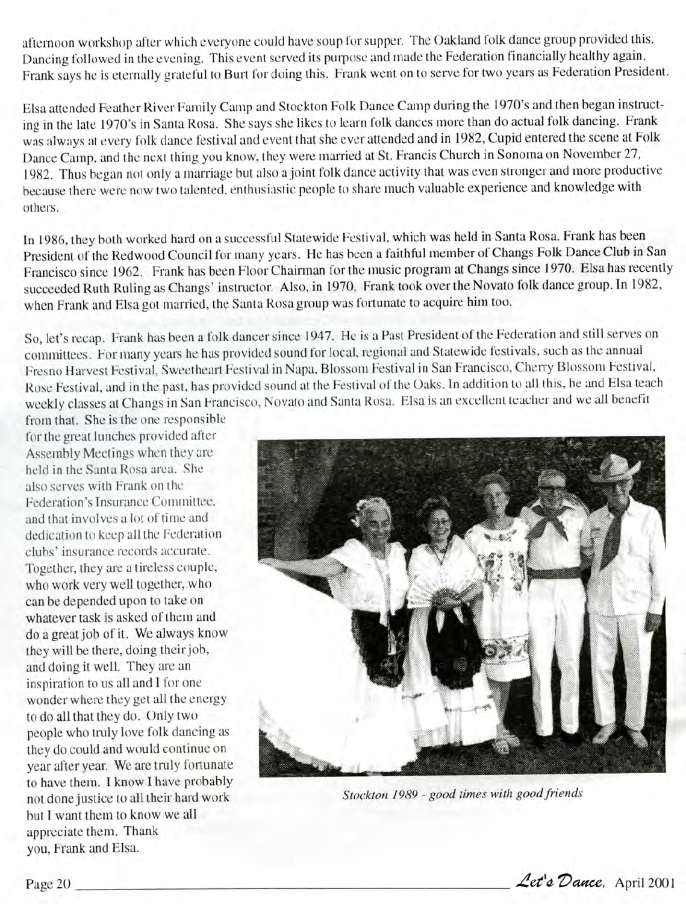afternoon workshop after which everyone could have soup for supper. The Oakland folk dance group provided this. Dancing followed in the evening. This event served its purpose and made the Federation financially healthy again. Frank says he is eternally grateful to Burt for doing this. Frank went on to serve for two years as Federation President.

Elsa attended Feather River Family Camp and Stockton Folk Dance Camp during the 1970's and then began instructing in the late 1970's in Santa Rosa. She says she likes to learn folk dances more than do actual folk dancing. Frank was always at every folk dance festival and event that she ever attended and in 1982, Cupid entered the scene at Folk Dance Camp, and the next thing you know, they were married at St. Francis Church in Sonoma on November 27, 1982. Thus began not only a marriage but also a joint folk dance activity that was even stronger and more productive because there were now two talented, enthusiastic people to share much valuable experience and knowledge with others.

In 1986, they both worked hard on a successful Statewide Festival, which was held in Santa Rosa. Frank has been President of the Redwood Council for many years. He has been a faithful member of Changs Folk Dance Club in San Francisco since 1962. Frank has been Floor Chairman for the music program at Changs since 1970. Elsa has recently succeeded Ruth Ruling as Changs' instructor. Also, in 1970, Frank took over the Novato folk dance group. In 1982, when Frank and Elsa got married, the Santa Rosa group was fortunate to acquire him too.

So, let's recap. Frank has been a folk dancer since 1947. He is a Past President of the Federation and still serves on committees. For many years he has provided sound for local, regional and Statewide festivals, such as the annual Fresno Harvest Festival, Sweetheart Festival in Napa, Blossom Festival in San Francisco, Cherry Blossom Festival, Rose Festival, and in the past, has provided sound at the Festival of the Oaks. In addition to all this, he and Elsa teach weekly classes at Changs in San Francisco, Novato and Santa Rosa. Elsa is an excellent teacher and we all benefit from that. She is the one responsible for the great lunches provided after Assembly Meetings when they are held in the Santa Rosa area. She also serves with Frank on the Federation's Insurance Committee, and that involves a lot of time and dedication to keep all the Federation clubs' insurance records accurate. Together, they are a tireless couple, who work very well together, who can be depended upon to take on whatever task is asked of them and do a great job of it. We always know they will be there, doing their job, and doing it well. They are an inspiration to us all and I for one wonder where they get all the energy to do all that they do. Only two people who truly love folk dancing as they do could and would continue on year after year. We are truly fortunate to have them. I know I have probably not done justice to all their hard work but I want them to know we all appreciate them. Thank you, Frank and Elsa.

*Stockton 1989 - good times with good friends*